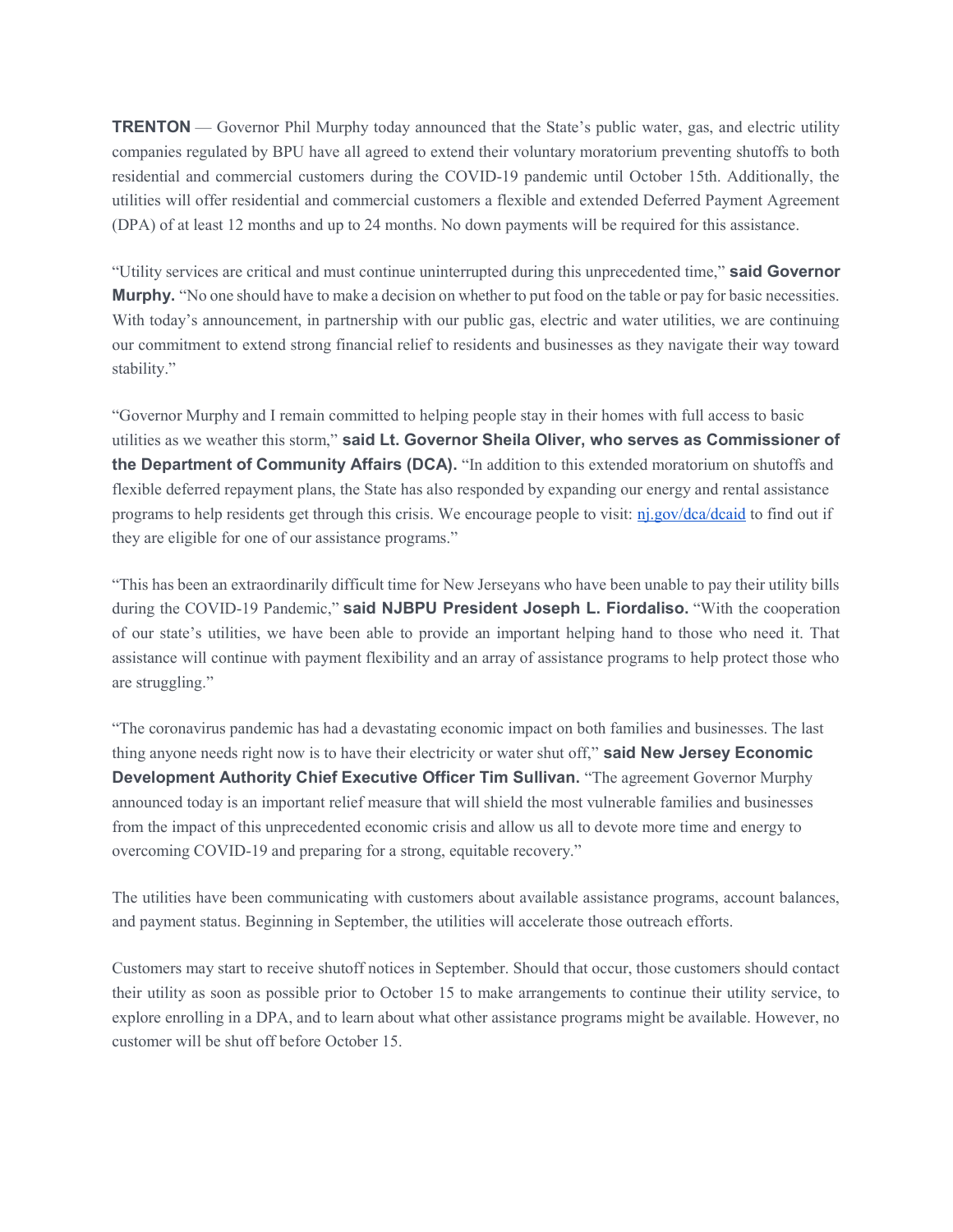**TRENTON** — Governor Phil Murphy today announced that the State's public water, gas, and electric utility companies regulated by BPU have all agreed to extend their voluntary moratorium preventing shutoffs to both residential and commercial customers during the COVID-19 pandemic until October 15th. Additionally, the utilities will offer residential and commercial customers a flexible and extended Deferred Payment Agreement (DPA) of at least 12 months and up to 24 months. No down payments will be required for this assistance.

"Utility services are critical and must continue uninterrupted during this unprecedented time," **said Governor Murphy.** "No one should have to make a decision on whether to put food on the table or pay for basic necessities. With today's announcement, in partnership with our public gas, electric and water utilities, we are continuing our commitment to extend strong financial relief to residents and businesses as they navigate their way toward stability."

"Governor Murphy and I remain committed to helping people stay in their homes with full access to basic utilities as we weather this storm," **said Lt. Governor Sheila Oliver, who serves as Commissioner of the Department of Community Affairs (DCA).** "In addition to this extended moratorium on shutoffs and flexible deferred repayment plans, the State has also responded by expanding our energy and rental assistance programs to help residents get through this crisis. We encourage people to visit: [nj.gov/dca/dcaid](nj.gov/dca/dcaid) to find out if they are eligible for one of our assistance programs."

"This has been an extraordinarily difficult time for New Jerseyans who have been unable to pay their utility bills during the COVID-19 Pandemic," **said NJBPU President Joseph L. Fiordaliso.** "With the cooperation of our state's utilities, we have been able to provide an important helping hand to those who need it. That assistance will continue with payment flexibility and an array of assistance programs to help protect those who are struggling."

"The coronavirus pandemic has had a devastating economic impact on both families and businesses. The last thing anyone needs right now is to have their electricity or water shut off," **said New Jersey Economic Development Authority Chief Executive Officer Tim Sullivan.** "The agreement Governor Murphy announced today is an important relief measure that will shield the most vulnerable families and businesses from the impact of this unprecedented economic crisis and allow us all to devote more time and energy to overcoming COVID-19 and preparing for a strong, equitable recovery."

The utilities have been communicating with customers about available assistance programs, account balances, and payment status. Beginning in September, the utilities will accelerate those outreach efforts.

Customers may start to receive shutoff notices in September. Should that occur, those customers should contact their utility as soon as possible prior to October 15 to make arrangements to continue their utility service, to explore enrolling in a DPA, and to learn about what other assistance programs might be available. However, no customer will be shut off before October 15.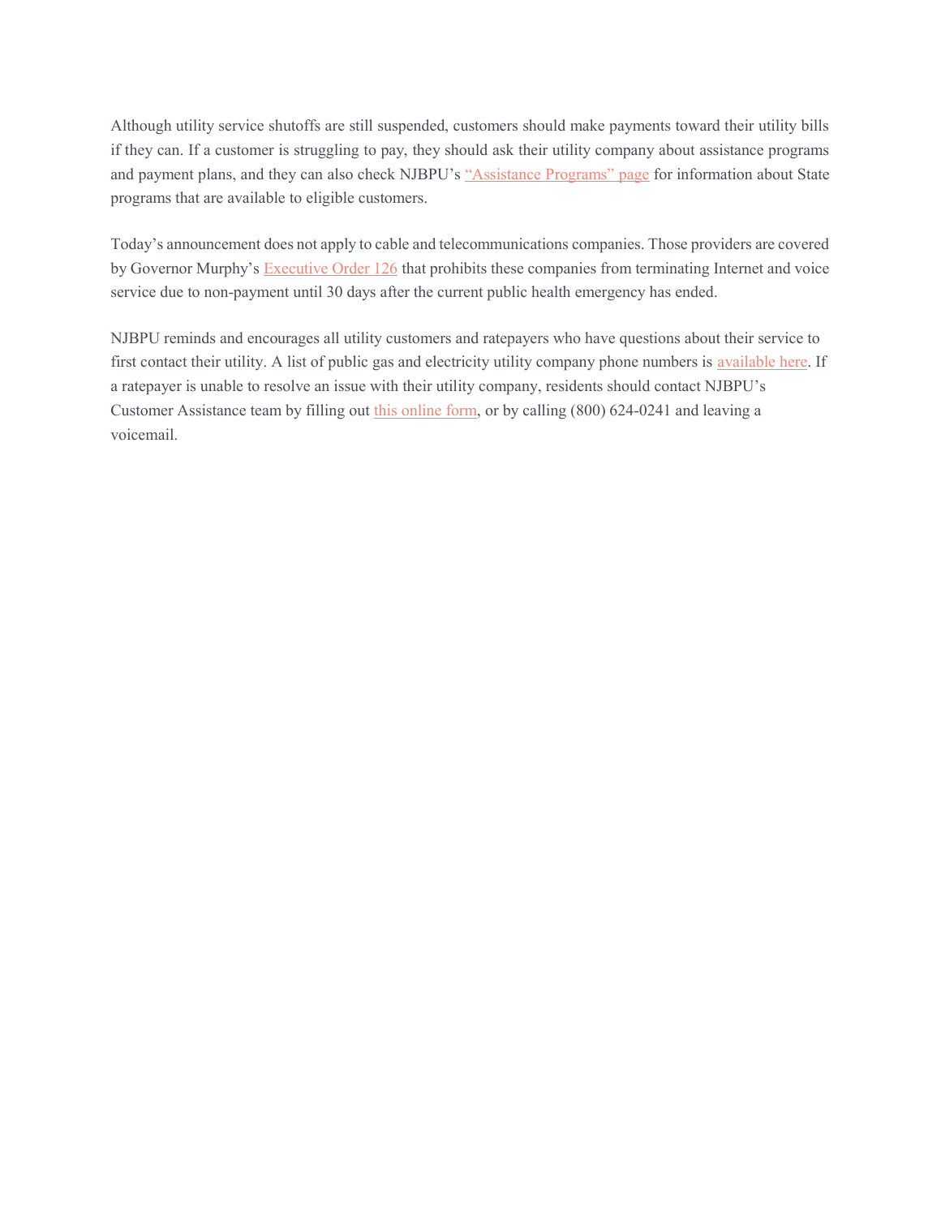Although utility service shutoffs are still suspended, customers should make payments toward their utility bills if they can. If a customer is struggling to pay, they should ask their utility company about assistance programs and payment plans, and they can also check NJBPU's "Assistance Programs" page for information about State programs that are available to eligible customers.

Today's announcement does not apply to cable and telecommunications companies. Those providers are covered by Governor Murphy's Executive Order 126 that prohibits these companies from terminating Internet and voice service due to non-payment until 30 days after the current public health emergency has ended.

NJBPU reminds and encourages all utility customers and ratepayers who have questions about their service to first contact their utility. A list of public gas and electricity utility company phone numbers is available here. If a ratepayer is unable to resolve an issue with their utility company, residents should contact NJBPU's Customer Assistance team by filling out this online form, or by calling (800) 624-0241 and leaving a voicemail.